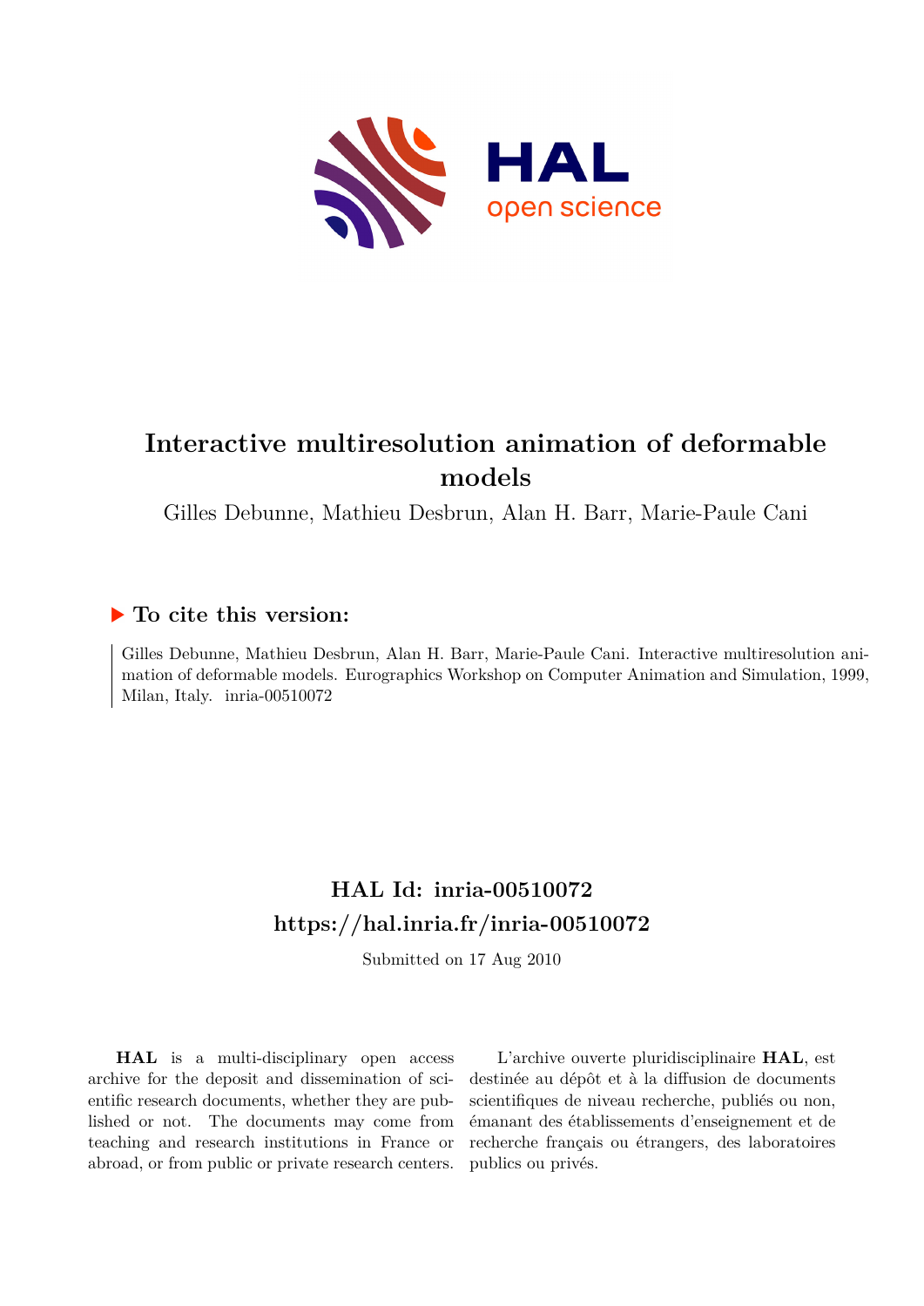# Interactive multiresolution animation of deformable models

Gilles Debunne, Mathieu Desbrun, Alan H. Barr, Marie-Paule Cani

## To cite this version:

Gilles Debunne, Mathieu Desbrun, Alan H. Barr, Marie-Paule Cani. Interactive multiresolution animation of deformable models. Eurographics Workshop on Computer Animation and Simulation, 1999, Milan, Italy. inria-00510072

## HAL Id: inria-00510072
## https://hal.inria.fr/inria-00510072

Submitted on 17 Aug 2010

**HAL** is a multi-disciplinary open access archive for the deposit and dissemination of scientific research documents, whether they are published or not. The documents may come from teaching and research institutions in France or abroad, or from public or private research centers.

L'archive ouverte pluridisciplinaire **HAL**, est destinée au dépôt et à la diffusion de documents scientifiques de niveau recherche, publiés ou non, émanant des établissements d'enseignement et de recherche français ou étrangers, des laboratoires publics ou privés.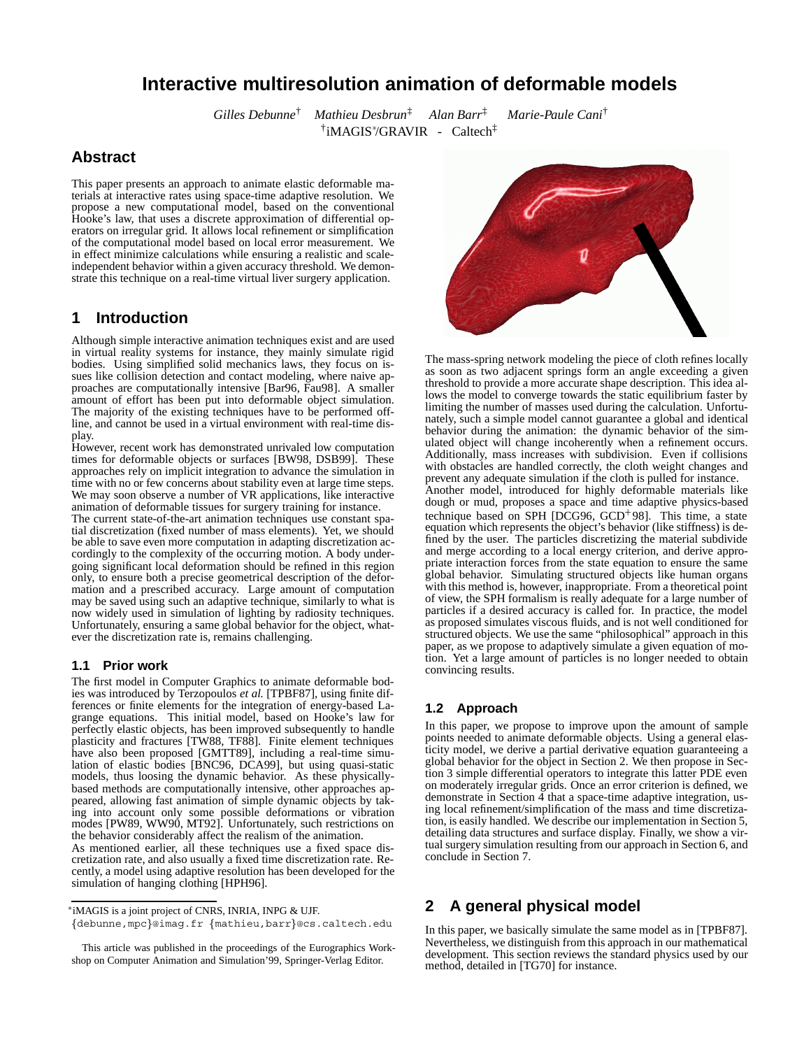# Interactive multiresolution animation of deformable models

*Gilles Debunne*[†] *Mathieu Desbrun*[‡] *Alan Barr*[‡] *Marie-Paule Cani*[†]

[†]iMAGIS[*]/GRAVIR - Caltech[‡]

## Abstract

This paper presents an approach to animate elastic deformable materials at interactive rates using space-time adaptive resolution. We propose a new computational model, based on the conventional Hooke's law, that uses a discrete approximation of differential operators on irregular grid. It allows local refinement or simplification of the computational model based on local error measurement. We in effect minimize calculations while ensuring a realistic and scale-independent behavior within a given accuracy threshold. We demonstrate this technique on a real-time virtual liver surgery application.

## 1 Introduction

Although simple interactive animation techniques exist and are used in virtual reality systems for instance, they mainly simulate rigid bodies. Using simplified solid mechanics laws, they focus on issues like collision detection and contact modeling, where naive approaches are computationally intensive [Bar96, Fau98]. A smaller amount of effort has been put into deformable object simulation. The majority of the existing techniques have to be performed off-line, and cannot be used in a virtual environment with real-time display.

However, recent work has demonstrated unrivaled low computation times for deformable objects or surfaces [BW98, DSB99]. These approaches rely on implicit integration to advance the simulation in time with no or few concerns about stability even at large time steps. We may soon observe a number of VR applications, like interactive animation of deformable tissues for surgery training for instance.

The current state-of-the-art animation techniques use constant spatial discretization (fixed number of mass elements). Yet, we should be able to save even more computation in adapting discretization accordingly to the complexity of the occurring motion. A body undergoing significant local deformation should be refined in this region only, to ensure both a precise geometrical description of the deformation and a prescribed accuracy. Large amount of computation may be saved using such an adaptive technique, similarly to what is now widely used in simulation of lighting by radiosity techniques. Unfortunately, ensuring a same global behavior for the object, whatever the discretization rate is, remains challenging.

### 1.1 Prior work

The first model in Computer Graphics to animate deformable bodies was introduced by Terzopoulos *et al.* [TPBF87], using finite differences or finite elements for the integration of energy-based Lagrange equations. This initial model, based on Hooke's law for perfectly elastic objects, has been improved subsequently to handle plasticity and fractures [TW88, TF88]. Finite element techniques have also been proposed [GMTT89], including a real-time simulation of elastic bodies [BNC96, DCA99], but using quasi-static models, thus loosing the dynamic behavior. As these physically-based methods are computationally intensive, other approaches appeared, allowing fast animation of simple dynamic objects by taking into account only some possible deformations or vibration modes [PW89, WW90, MT92]. Unfortunately, such restrictions on the behavior considerably affect the realism of the animation.

As mentioned earlier, all these techniques use a fixed space discretization rate, and also usually a fixed time discretization rate. Recently, a model using adaptive resolution has been developed for the simulation of hanging clothing [HPH96].

The mass-spring network modeling the piece of cloth refines locally as soon as two adjacent springs form an angle exceeding a given threshold to provide a more accurate shape description. This idea allows the model to converge towards the static equilibrium faster by limiting the number of masses used during the calculation. Unfortunately, such a simple model cannot guarantee a global and identical behavior during the animation: the dynamic behavior of the simulated object will change incoherently when a refinement occurs. Additionally, mass increases with subdivision. Even if collisions with obstacles are handled correctly, the cloth weight changes and prevent any adequate simulation if the cloth is pulled for instance.

Another model, introduced for highly deformable materials like dough or mud, proposes a space and time adaptive physics-based technique based on SPH [DCG96, GCD[+]98]. This time, a state equation which represents the object's behavior (like stiffness) is defined by the user. The particles discretizing the material subdivide and merge according to a local energy criterion, and derive appropriate interaction forces from the state equation to ensure the same global behavior. Simulating structured objects like human organs with this method is, however, inappropriate. From a theoretical point of view, the SPH formalism is really adequate for a large number of particles if a desired accuracy is called for. In practice, the model as proposed simulates viscous fluids, and is not well conditioned for structured objects. We use the same "philosophical" approach in this paper, as we propose to adaptively simulate a given equation of motion. Yet a large amount of particles is no longer needed to obtain convincing results.

### 1.2 Approach

In this paper, we propose to improve upon the amount of sample points needed to animate deformable objects. Using a general elasticity model, we derive a partial derivative equation guaranteeing a global behavior for the object in Section 2. We then propose in Section 3 simple differential operators to integrate this latter PDE even on moderately irregular grids. Once an error criterion is defined, we demonstrate in Section 4 that a space-time adaptive integration, using local refinement/simplification of the mass and time discretization, is easily handled. We describe our implementation in Section 5, detailing data structures and surface display. Finally, we show a virtual surgery simulation resulting from our approach in Section 6, and conclude in Section 7.

## 2 A general physical model

In this paper, we basically simulate the same model as in [TPBF87]. Nevertheless, we distinguish from this approach in our mathematical development. This section reviews the standard physics used by our method, detailed in [TG70] for instance.

---

[*]iMAGIS is a joint project of CNRS, INRIA, INPG & UJF.

{debunne,mpc}@imag.fr {mathieu,barr}@cs.caltech.edu

This article was published in the proceedings of the Eurographics Workshop on Computer Animation and Simulation'99, Springer-Verlag Editor.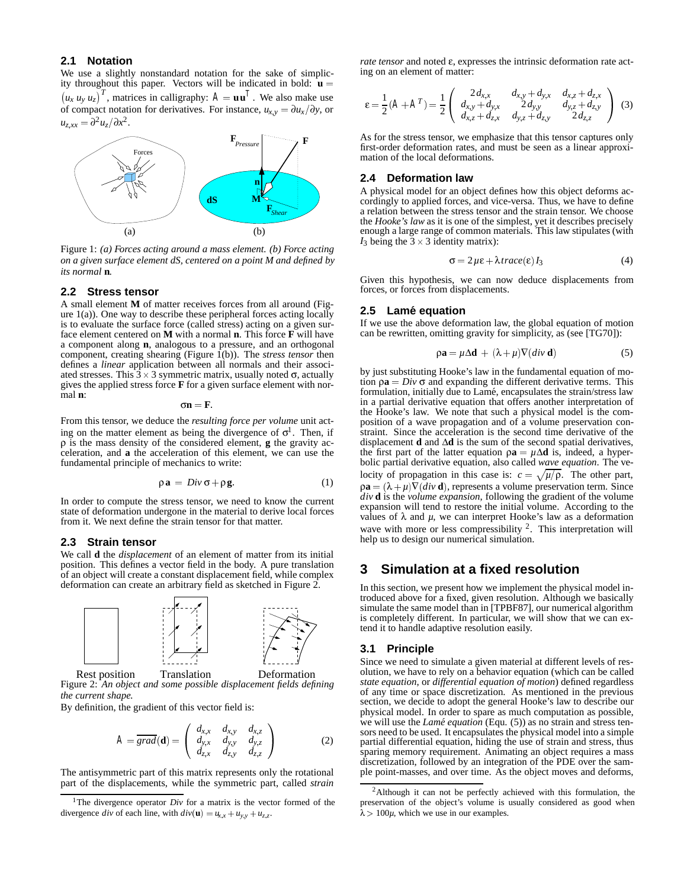### 2.1 Notation

We use a slightly nonstandard notation for the sake of simplicity throughout this paper. Vectors will be indicated in bold: $\mathbf{u} = (u_x\ u_y\ u_z)^T$, matrices in calligraphy: $\mathcal{A} = \mathbf{u}\mathbf{u}^T$. We also make use of compact notation for derivatives. For instance, $u_{x,y} = \partial u_x / \partial y$, or $u_{z,xx} = \partial^2 u_z / \partial x^2$.

Figure 1: *(a) Forces acting around a mass element. (b) Force acting on a given surface element dS, centered on a point M and defined by its normal* **n***.*

### 2.2 Stress tensor

A small element **M** of matter receives forces from all around (Figure 1(a)). One way to describe these peripheral forces acting locally is to evaluate the surface force (called stress) acting on a given surface element centered on **M** with a normal **n**. This force **F** will have a component along **n**, analogous to a pressure, and an orthogonal component, creating shearing (Figure 1(b)). The *stress tensor* then defines a *linear* application between all normals and their associated stresses. This $3 \times 3$ symmetric matrix, usually noted $\sigma$, actually gives the applied stress force **F** for a given surface element with normal **n**:

$$\sigma \mathbf{n} = \mathbf{F}.$$

From this tensor, we deduce the *resulting force per volume* unit acting on the matter element as being the divergence of $\sigma$[1]. Then, if $\rho$ is the mass density of the considered element, **g** the gravity acceleration, and **a** the acceleration of this element, we can use the fundamental principle of mechanics to write:

$$\rho\, \mathbf{a} = Div\, \sigma + \rho\, \mathbf{g}. \qquad (1)$$

In order to compute the stress tensor, we need to know the current state of deformation undergone in the material to derive local forces from it. We next define the strain tensor for that matter.

### 2.3 Strain tensor

We call **d** the *displacement* of an element of matter from its initial position. This defines a vector field in the body. A pure translation of an object will create a constant displacement field, while complex deformation can create an arbitrary field as sketched in Figure 2.

Figure 2: *An object and some possible displacement fields defining the current shape.*

By definition, the gradient of this vector field is:

$$\mathcal{A} = \overline{grad}(\mathbf{d}) = \begin{pmatrix} d_{x,x} & d_{x,y} & d_{x,z} \\ d_{y,x} & d_{y,y} & d_{y,z} \\ d_{z,x} & d_{z,y} & d_{z,z} \end{pmatrix} \qquad (2)$$

The antisymmetric part of this matrix represents only the rotational part of the displacements, while the symmetric part, called *strain rate tensor* and noted $\varepsilon$, expresses the intrinsic deformation rate acting on an element of matter:

$$\varepsilon = \frac{1}{2}(\mathcal{A} + \mathcal{A}^T) = \frac{1}{2} \begin{pmatrix} 2\,d_{x,x} & d_{x,y} + d_{y,x} & d_{x,z} + d_{z,x} \\ d_{x,y} + d_{y,x} & 2\,d_{y,y} & d_{y,z} + d_{z,y} \\ d_{x,z} + d_{z,x} & d_{y,z} + d_{z,y} & 2\,d_{z,z} \end{pmatrix} \qquad (3)$$

As for the stress tensor, we emphasize that this tensor captures only first-order deformation rates, and must be seen as a linear approximation of the local deformations.

### 2.4 Deformation law

A physical model for an object defines how this object deforms accordingly to applied forces, and vice-versa. Thus, we have to define a relation between the stress tensor and the strain tensor. We choose the *Hooke's law* as it is one of the simplest, yet it describes precisely enough a large range of common materials. This law stipulates (with $I_3$ being the $3 \times 3$ identity matrix):

$$\sigma = 2\mu\varepsilon + \lambda\, trace(\varepsilon)\, I_3 \qquad (4)$$

Given this hypothesis, we can now deduce displacements from forces, or forces from displacements.

### 2.5 Lamé equation

If we use the above deformation law, the global equation of motion can be rewritten, omitting gravity for simplicity, as (see [TG70]):

$$\rho\mathbf{a} = \mu\Delta\mathbf{d} + (\lambda + \mu)\nabla(div\ \mathbf{d}) \qquad (5)$$

by just substituting Hooke's law in the fundamental equation of motion $\rho\mathbf{a} = Div\, \sigma$ and expanding the different derivative terms. This formulation, initially due to Lamé, encapsulates the strain/stress law in a partial derivative equation that offers another interpretation of the Hooke's law. We note that such a physical model is the composition of a wave propagation and of a volume preservation constraint. Since the acceleration is the second time derivative of the displacement **d** and $\Delta\mathbf{d}$ is the sum of the second spatial derivatives, the first part of the latter equation $\rho\mathbf{a} = \mu\Delta\mathbf{d}$ is, indeed, a hyperbolic partial derivative equation, also called *wave equation*. The velocity of propagation in this case is: $c = \sqrt{\mu/\rho}$. The other part, $\rho\mathbf{a} = (\lambda + \mu)\nabla(div\ \mathbf{d})$, represents a volume preservation term. Since $div\ \mathbf{d}$ is the *volume expansion*, following the gradient of the volume expansion will tend to restore the initial volume. According to the values of $\lambda$ and $\mu$, we can interpret Hooke's law as a deformation wave with more or less compressibility [2]. This interpretation will help us to design our numerical simulation.

## 3 Simulation at a fixed resolution

In this section, we present how we implement the physical model introduced above for a fixed, given resolution. Although we basically simulate the same model than in [TPBF87], our numerical algorithm is completely different. In particular, we will show that we can extend it to handle adaptive resolution easily.

### 3.1 Principle

Since we need to simulate a given material at different levels of resolution, we have to rely on a behavior equation (which can be called *state equation*, or *differential equation of motion*) defined regardless of any time or space discretization. As mentioned in the previous section, we decide to adopt the general Hooke's law to describe our physical model. In order to spare as much computation as possible, we will use the *Lamé equation* (Equ. (5)) as no strain and stress tensors need to be used. It encapsulates the physical model into a simple partial differential equation, hiding the use of strain and stress, thus sparing memory requirement. Animating an object requires a mesh discretization, followed by an integration of the PDE over the sample point-masses, and over time. As the object moves and deforms,

---

[1] The divergence operator *Div* for a matrix is the vector formed of the divergence *div* of each line, with $div(\mathbf{u}) = u_{x,x} + u_{y,y} + u_{z,z}$.

[2] Although it can not be perfectly achieved with this formulation, the preservation of the object's volume is usually considered as good when $\lambda > 100\mu$, which we use in our examples.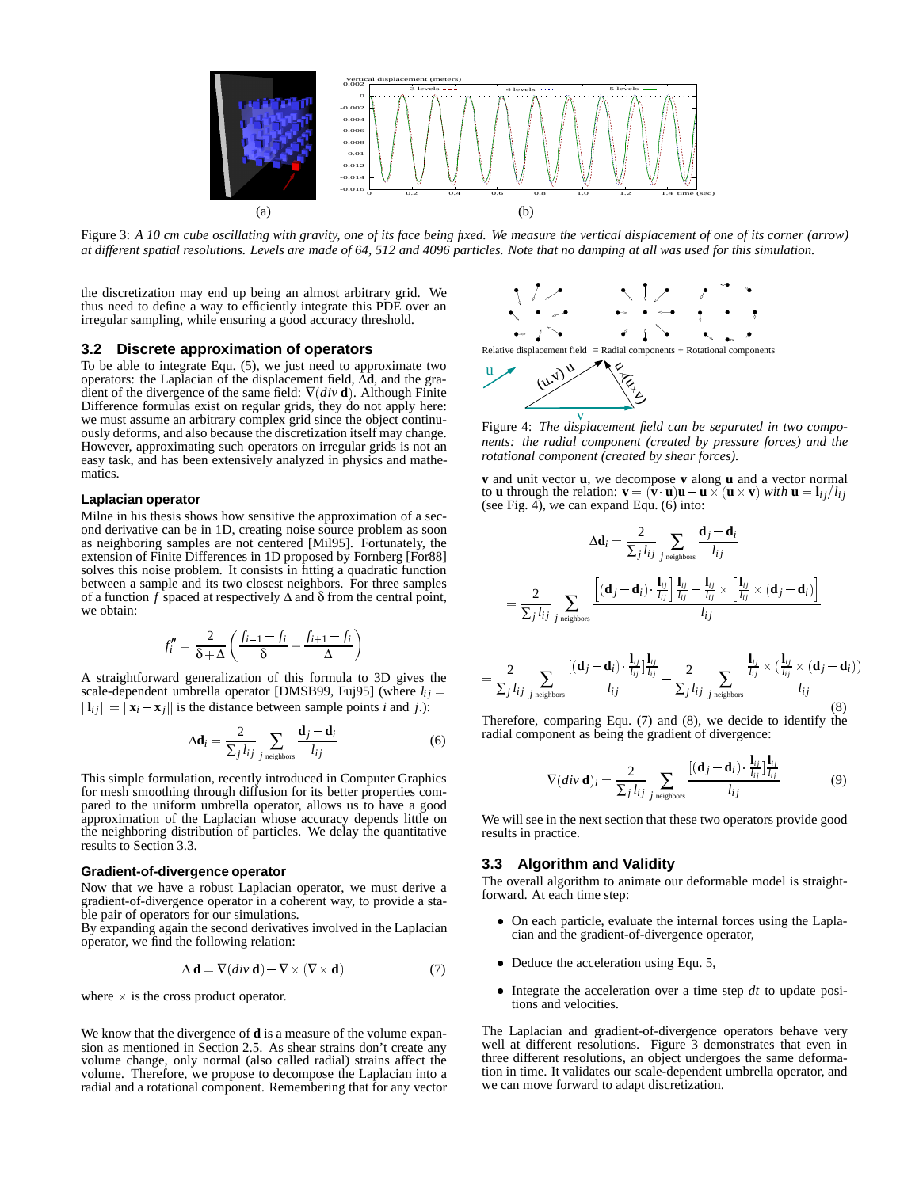Figure 3: *A 10 cm cube oscillating with gravity, one of its face being fixed. We measure the vertical displacement of one of its corner (arrow) at different spatial resolutions. Levels are made of 64, 512 and 4096 particles. Note that no damping at all was used for this simulation.*

the discretization may end up being an almost arbitrary grid. We thus need to define a way to efficiently integrate this PDE over an irregular sampling, while ensuring a good accuracy threshold.

## 3.2 Discrete approximation of operators

To be able to integrate Equ. (5), we just need to approximate two operators: the Laplacian of the displacement field, $\Delta \mathbf{d}$, and the gradient of the divergence of the same field: $\nabla(div\, \mathbf{d})$. Although Finite Difference formulas exist on regular grids, they do not apply here: we must assume an arbitrary complex grid since the object continuously deforms, and also because the discretization itself may change. However, approximating such operators on irregular grids is not an easy task, and has been extensively analyzed in physics and mathematics.

### Laplacian operator

Milne in his thesis shows how sensitive the approximation of a second derivative can be in 1D, creating noise source problem as soon as neighboring samples are not centered [Mil95]. Fortunately, the extension of Finite Differences in 1D proposed by Fornberg [For88] solves this noise problem. It consists in fitting a quadratic function between a sample and its two closest neighbors. For three samples of a function $f$ spaced at respectively $\Delta$ and $\delta$ from the central point, we obtain:

$$f_i'' = \frac{2}{\delta + \Delta}\left(\frac{f_{i-1} - f_i}{\delta} + \frac{f_{i+1} - f_i}{\Delta}\right)$$

A straightforward generalization of this formula to 3D gives the scale-dependent umbrella operator [DMSB99, Fuj95] (where $l_{ij} = \|\mathbf{l}_{ij}\| = \|\mathbf{x}_i - \mathbf{x}_j\|$ is the distance between sample points $i$ and $j$.):

$$\Delta \mathbf{d}_i = \frac{2}{\sum_j l_{ij}} \sum_{j \text{ neighbors}} \frac{\mathbf{d}_j - \mathbf{d}_i}{l_{ij}} \tag{6}$$

This simple formulation, recently introduced in Computer Graphics for mesh smoothing through diffusion for its better properties compared to the uniform umbrella operator, allows us to have a good approximation of the Laplacian whose accuracy depends little on the neighboring distribution of particles. We delay the quantitative results to Section 3.3.

### Gradient-of-divergence operator

Now that we have a robust Laplacian operator, we must derive a gradient-of-divergence operator in a coherent way, to provide a stable pair of operators for our simulations.
By expanding again the second derivatives involved in the Laplacian operator, we find the following relation:

$$\Delta\, \mathbf{d} = \nabla(div\, \mathbf{d}) - \nabla \times (\nabla \times \mathbf{d}) \tag{7}$$

where $\times$ is the cross product operator.

We know that the divergence of $\mathbf{d}$ is a measure of the volume expansion as mentioned in Section 2.5. As shear strains don't create any volume change, only normal (also called radial) strains affect the volume. Therefore, we propose to decompose the Laplacian into a radial and a rotational component. Remembering that for any vector

Relative displacement field = Radial components + Rotational components

Figure 4: *The displacement field can be separated in two components: the radial component (created by pressure forces) and the rotational component (created by shear forces).*

$\mathbf{v}$ and unit vector $\mathbf{u}$, we decompose $\mathbf{v}$ along $\mathbf{u}$ and a vector normal to $\mathbf{u}$ through the relation: $\mathbf{v} = (\mathbf{v}\cdot\mathbf{u})\mathbf{u} - \mathbf{u} \times (\mathbf{u} \times \mathbf{v})$ *with* $\mathbf{u} = \mathbf{l}_{ij}/l_{ij}$ (see Fig. 4), we can expand Equ. (6) into:

$$\Delta \mathbf{d}_i = \frac{2}{\sum_j l_{ij}} \sum_{j \text{ neighbors}} \frac{\mathbf{d}_j - \mathbf{d}_i}{l_{ij}}$$

$$= \frac{2}{\sum_j l_{ij}} \sum_{j \text{ neighbors}} \frac{\left[(\mathbf{d}_j - \mathbf{d}_i)\cdot \frac{\mathbf{l}_{ij}}{l_{ij}}\right]\frac{\mathbf{l}_{ij}}{l_{ij}} - \frac{\mathbf{l}_{ij}}{l_{ij}} \times \left[\frac{\mathbf{l}_{ij}}{l_{ij}} \times (\mathbf{d}_j - \mathbf{d}_i)\right]}{l_{ij}}$$

$$= \frac{2}{\sum_j l_{ij}} \sum_{j \text{ neighbors}} \frac{[(\mathbf{d}_j - \mathbf{d}_i)\cdot \frac{\mathbf{l}_{ij}}{l_{ij}}]\frac{\mathbf{l}_{ij}}{l_{ij}}}{l_{ij}} - \frac{2}{\sum_j l_{ij}} \sum_{j \text{ neighbors}} \frac{\frac{\mathbf{l}_{ij}}{l_{ij}} \times (\frac{\mathbf{l}_{ij}}{l_{ij}} \times (\mathbf{d}_j - \mathbf{d}_i))}{l_{ij}} \tag{8}$$

Therefore, comparing Equ. (7) and (8), we decide to identify the radial component as being the gradient of divergence:

$$\nabla(div\, \mathbf{d})_i = \frac{2}{\sum_j l_{ij}} \sum_{j \text{ neighbors}} \frac{[(\mathbf{d}_j - \mathbf{d}_i)\cdot \frac{\mathbf{l}_{ij}}{l_{ij}}]\frac{\mathbf{l}_{ij}}{l_{ij}}}{l_{ij}} \tag{9}$$

We will see in the next section that these two operators provide good results in practice.

## 3.3 Algorithm and Validity

The overall algorithm to animate our deformable model is straightforward. At each time step:

- On each particle, evaluate the internal forces using the Laplacian and the gradient-of-divergence operator,
- Deduce the acceleration using Equ. 5,
- Integrate the acceleration over a time step $dt$ to update positions and velocities.

The Laplacian and gradient-of-divergence operators behave very well at different resolutions. Figure 3 demonstrates that even in three different resolutions, an object undergoes the same deformation in time. It validates our scale-dependent umbrella operator, and we can move forward to adapt discretization.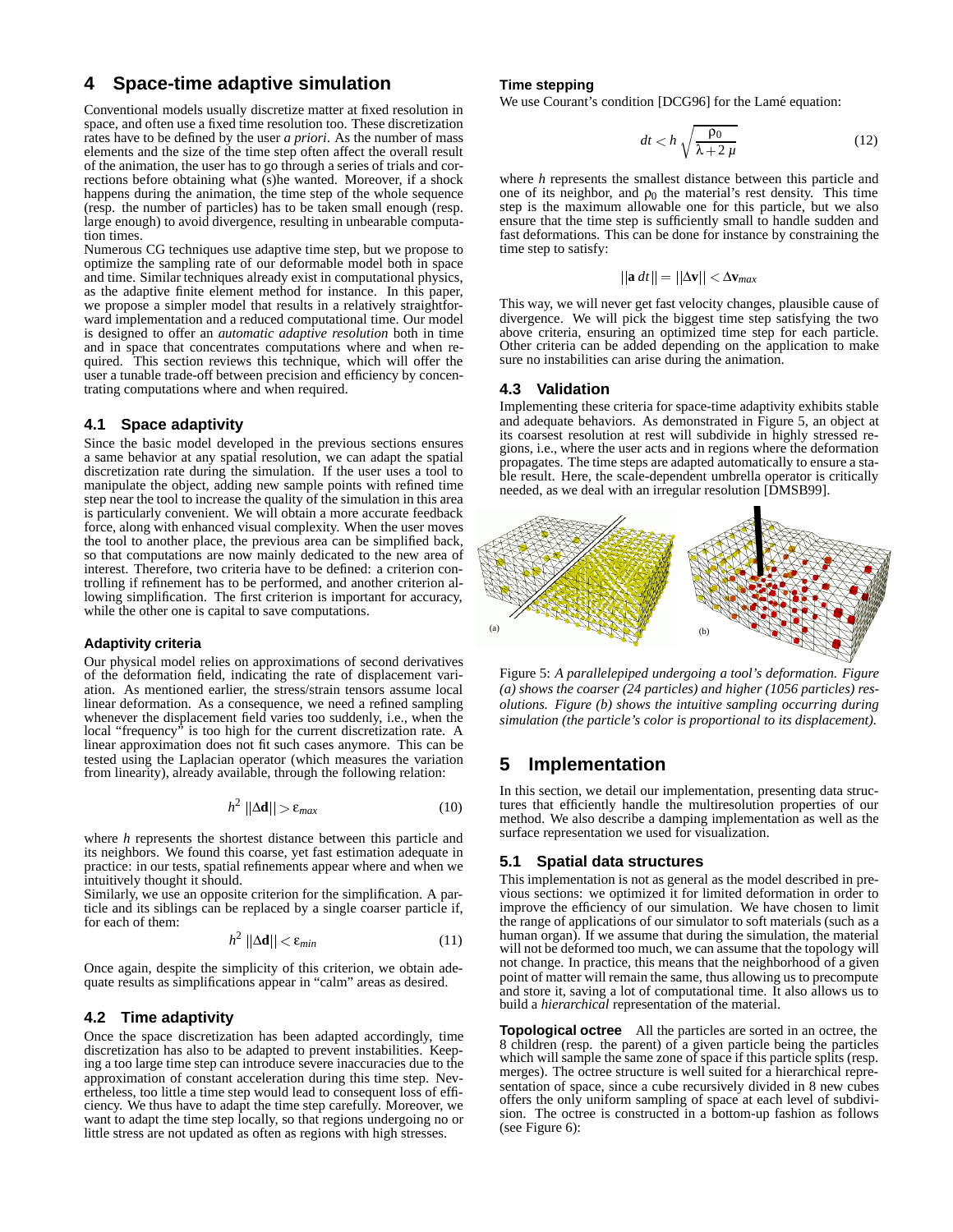# 4 Space-time adaptive simulation

Conventional models usually discretize matter at fixed resolution in space, and often use a fixed time resolution too. These discretization rates have to be defined by the user *a priori*. As the number of mass elements and the size of the time step often affect the overall result of the animation, the user has to go through a series of trials and corrections before obtaining what (s)he wanted. Moreover, if a shock happens during the animation, the time step of the whole sequence (resp. the number of particles) has to be taken small enough (resp. large enough) to avoid divergence, resulting in unbearable computation times.

Numerous CG techniques use adaptive time step, but we propose to optimize the sampling rate of our deformable model both in space and time. Similar techniques already exist in computational physics, as the adaptive finite element method for instance. In this paper, we propose a simpler model that results in a relatively straightforward implementation and a reduced computational time. Our model is designed to offer an *automatic adaptive resolution* both in time and in space that concentrates computations where and when required. This section reviews this technique, which will offer the user a tunable trade-off between precision and efficiency by concentrating computations where and when required.

## 4.1 Space adaptivity

Since the basic model developed in the previous sections ensures a same behavior at any spatial resolution, we can adapt the spatial discretization rate during the simulation. If the user uses a tool to manipulate the object, adding new sample points with refined time step near the tool to increase the quality of the simulation in this area is particularly convenient. We will obtain a more accurate feedback force, along with enhanced visual complexity. When the user moves the tool to another place, the previous area can be simplified back, so that computations are now mainly dedicated to the new area of interest. Therefore, two criteria have to be defined: a criterion controlling if refinement has to be performed, and another criterion allowing simplification. The first criterion is important for accuracy, while the other one is capital to save computations.

### Adaptivity criteria

Our physical model relies on approximations of second derivatives of the deformation field, indicating the rate of displacement variation. As mentioned earlier, the stress/strain tensors assume local linear deformation. As a consequence, we need a refined sampling whenever the displacement field varies too suddenly, i.e., when the local "frequency" is too high for the current discretization rate. A linear approximation does not fit such cases anymore. This can be tested using the Laplacian operator (which measures the variation from linearity), already available, through the following relation:

$$h^2 \, ||\Delta \mathbf{d}|| > \varepsilon_{max} \tag{10}$$

where $h$ represents the shortest distance between this particle and its neighbors. We found this coarse, yet fast estimation adequate in practice: in our tests, spatial refinements appear where and when we intuitively thought it should.

Similarly, we use an opposite criterion for the simplification. A particle and its siblings can be replaced by a single coarser particle if, for each of them:

$$h^2 \, ||\Delta \mathbf{d}|| < \varepsilon_{min} \tag{11}$$

Once again, despite the simplicity of this criterion, we obtain adequate results as simplifications appear in "calm" areas as desired.

## 4.2 Time adaptivity

Once the space discretization has been adapted accordingly, time discretization has also to be adapted to prevent instabilities. Keeping a too large time step can introduce severe inaccuracies due to the approximation of constant acceleration during this time step. Nevertheless, too little a time step would lead to consequent loss of efficiency. We thus have to adapt the time step carefully. Moreover, we want to adapt the time step locally, so that regions undergoing no or little stress are not updated as often as regions with high stresses.

### Time stepping

We use Courant's condition [DCG96] for the Lamé equation:

$$dt < h \sqrt{\frac{\rho_0}{\lambda + 2\,\mu}} \tag{12}$$

where $h$ represents the smallest distance between this particle and one of its neighbor, and $\rho_0$ the material's rest density. This time step is the maximum allowable one for this particle, but we also ensure that the time step is sufficiently small to handle sudden and fast deformations. This can be done for instance by constraining the time step to satisfy:

$$||\mathbf{a}\, dt|| = ||\Delta \mathbf{v}|| < \Delta \mathbf{v}_{max}$$

This way, we will never get fast velocity changes, plausible cause of divergence. We will pick the biggest time step satisfying the two above criteria, ensuring an optimized time step for each particle. Other criteria can be added depending on the application to make sure no instabilities can arise during the animation.

## 4.3 Validation

Implementing these criteria for space-time adaptivity exhibits stable and adequate behaviors. As demonstrated in Figure 5, an object at its coarsest resolution at rest will subdivide in highly stressed regions, i.e., where the user acts and in regions where the deformation propagates. The time steps are adapted automatically to ensure a stable result. Here, the scale-dependent umbrella operator is critically needed, as we deal with an irregular resolution [DMSB99].

Figure 5: *A parallelepiped undergoing a tool's deformation. Figure (a) shows the coarser (24 particles) and higher (1056 particles) resolutions. Figure (b) shows the intuitive sampling occurring during simulation (the particle's color is proportional to its displacement).*

# 5 Implementation

In this section, we detail our implementation, presenting data structures that efficiently handle the multiresolution properties of our method. We also describe a damping implementation as well as the surface representation we used for visualization.

## 5.1 Spatial data structures

This implementation is not as general as the model described in previous sections: we optimized it for limited deformation in order to improve the efficiency of our simulation. We have chosen to limit the range of applications of our simulator to soft materials (such as a human organ). If we assume that during the simulation, the material will not be deformed too much, we can assume that the topology will not change. In practice, this means that the neighborhood of a given point of matter will remain the same, thus allowing us to precompute and store it, saving a lot of computational time. It also allows us to build a *hierarchical* representation of the material.

**Topological octree** All the particles are sorted in an octree, the 8 children (resp. the parent) of a given particle being the particles which will sample the same zone of space if this particle splits (resp. merges). The octree structure is well suited for a hierarchical representation of space, since a cube recursively divided in 8 new cubes offers the only uniform sampling of space at each level of subdivision. The octree is constructed in a bottom-up fashion as follows (see Figure 6):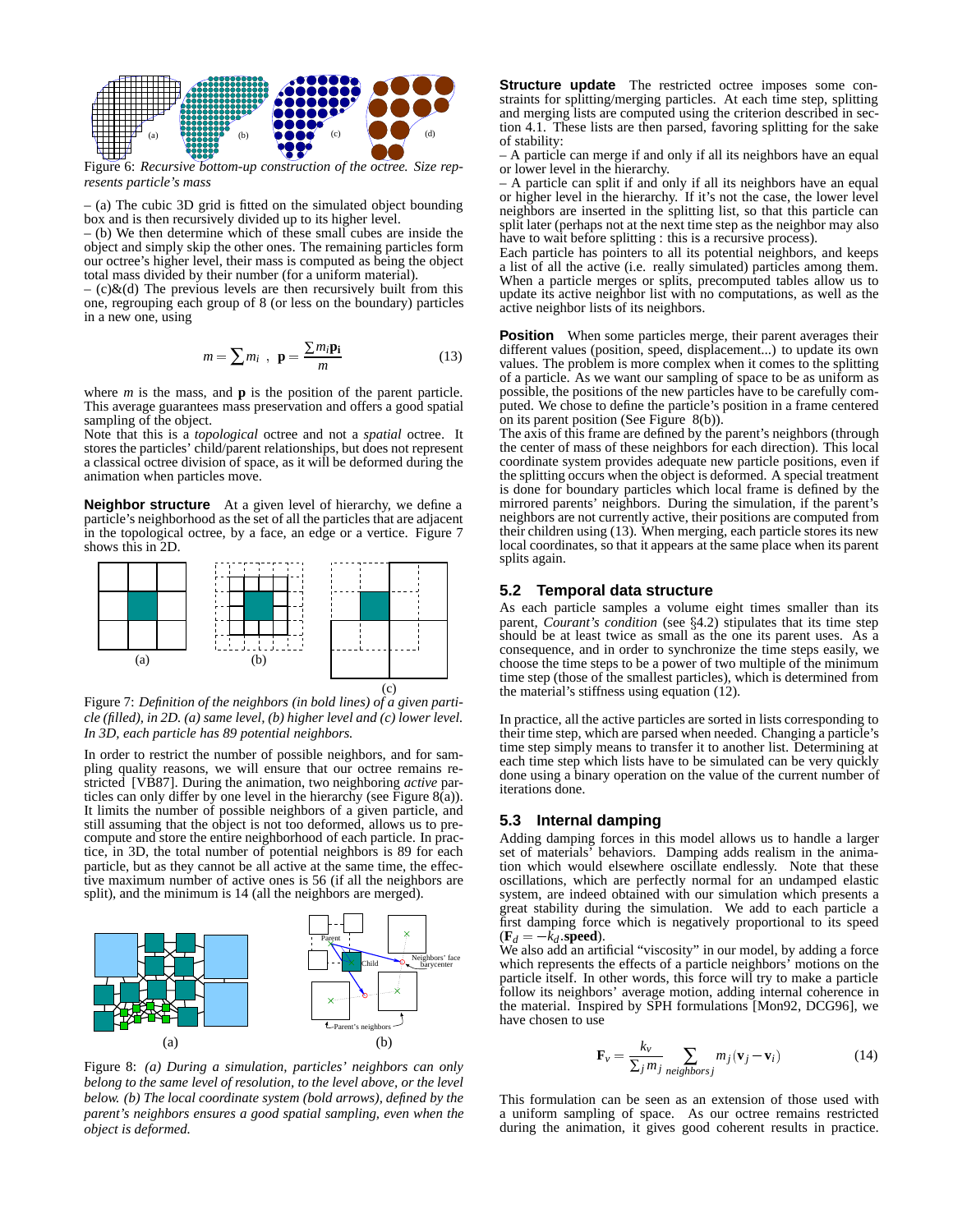Figure 6: *Recursive bottom-up construction of the octree. Size represents particle's mass*

– (a) The cubic 3D grid is fitted on the simulated object bounding box and is then recursively divided up to its higher level.
– (b) We then determine which of these small cubes are inside the object and simply skip the other ones. The remaining particles form our octree's higher level, their mass is computed as being the object total mass divided by their number (for a uniform material).
– (c)&(d) The previous levels are then recursively built from this one, regrouping each group of 8 (or less on the boundary) particles in a new one, using

$$m = \sum m_i \ , \ \mathbf{p} = \frac{\sum m_i \mathbf{p_i}}{m} \tag{13}$$

where $m$ is the mass, and $\mathbf{p}$ is the position of the parent particle. This average guarantees mass preservation and offers a good spatial sampling of the object.
Note that this is a *topological* octree and not a *spatial* octree. It stores the particles' child/parent relationships, but does not represent a classical octree division of space, as it will be deformed during the animation when particles move.

**Neighbor structure** At a given level of hierarchy, we define a particle's neighborhood as the set of all the particles that are adjacent in the topological octree, by a face, an edge or a vertice. Figure 7 shows this in 2D.

Figure 7: *Definition of the neighbors (in bold lines) of a given particle (filled), in 2D. (a) same level, (b) higher level and (c) lower level. In 3D, each particle has 89 potential neighbors.*

In order to restrict the number of possible neighbors, and for sampling quality reasons, we will ensure that our octree remains restricted [VB87]. During the animation, two neighboring *active* particles can only differ by one level in the hierarchy (see Figure 8(a)). It limits the number of possible neighbors of a given particle, and still assuming that the object is not too deformed, allows us to precompute and store the entire neighborhood of each particle. In practice, in 3D, the total number of potential neighbors is 89 for each particle, but as they cannot be all active at the same time, the effective maximum number of active ones is 56 (if all the neighbors are split), and the minimum is 14 (all the neighbors are merged).

Figure 8: *(a) During a simulation, particles' neighbors can only belong to the same level of resolution, to the level above, or the level below. (b) The local coordinate system (bold arrows), defined by the parent's neighbors ensures a good spatial sampling, even when the object is deformed.*

**Structure update** The restricted octree imposes some constraints for splitting/merging particles. At each time step, splitting and merging lists are computed using the criterion described in section 4.1. These lists are then parsed, favoring splitting for the sake of stability:
– A particle can merge if and only if all its neighbors have an equal or lower level in the hierarchy.
– A particle can split if and only if all its neighbors have an equal or higher level in the hierarchy. If it's not the case, the lower level neighbors are inserted in the splitting list, so that this particle can split later (perhaps not at the next time step as the neighbor may also have to wait before splitting : this is a recursive process).
Each particle has pointers to all its potential neighbors, and keeps a list of all the active (i.e. really simulated) particles among them. When a particle merges or splits, precomputed tables allow us to update its active neighbor list with no computations, as well as the active neighbor lists of its neighbors.

**Position** When some particles merge, their parent averages their different values (position, speed, displacement...) to update its own values. The problem is more complex when it comes to the splitting of a particle. As we want our sampling of space to be as uniform as possible, the positions of the new particles have to be carefully computed. We chose to define the particle's position in a frame centered on its parent position (See Figure 8(b)).
The axis of this frame are defined by the parent's neighbors (through the center of mass of these neighbors for each direction). This local coordinate system provides adequate new particle positions, even if the splitting occurs when the object is deformed. A special treatment is done for boundary particles which local frame is defined by the mirrored parents' neighbors. During the simulation, if the parent's neighbors are not currently active, their positions are computed from their children using (13). When merging, each particle stores its new local coordinates, so that it appears at the same place when its parent splits again.

## 5.2 Temporal data structure

As each particle samples a volume eight times smaller than its parent, *Courant's condition* (see §4.2) stipulates that its time step should be at least twice as small as the one its parent uses. As a consequence, and in order to synchronize the time steps easily, we choose the time steps to be a power of two multiple of the minimum time step (those of the smallest particles), which is determined from the material's stiffness using equation (12).

In practice, all the active particles are sorted in lists corresponding to their time step, which are parsed when needed. Changing a particle's time step simply means to transfer it to another list. Determining at each time step which lists have to be simulated can be very quickly done using a binary operation on the value of the current number of iterations done.

## 5.3 Internal damping

Adding damping forces in this model allows us to handle a larger set of materials' behaviors. Damping adds realism in the animation which would elsewhere oscillate endlessly. Note that these oscillations, which are perfectly normal for an undamped elastic system, are indeed obtained with our simulation which presents a great stability during the simulation. We add to each particle a first damping force which is negatively proportional to its speed ($\mathbf{F}_d = -k_d.\mathbf{speed}$).
We also add an artificial "viscosity" in our model, by adding a force which represents the effects of a particle neighbors' motions on the particle itself. In other words, this force will try to make a particle follow its neighbors' average motion, adding internal coherence in the material. Inspired by SPH formulations [Mon92, DCG96], we have chosen to use

$$\mathbf{F}_v = \frac{k_v}{\sum_j m_j} \sum_{neighbors\, j} m_j(\mathbf{v}_j - \mathbf{v}_i) \tag{14}$$

This formulation can be seen as an extension of those used with a uniform sampling of space. As our octree remains restricted during the animation, it gives good coherent results in practice.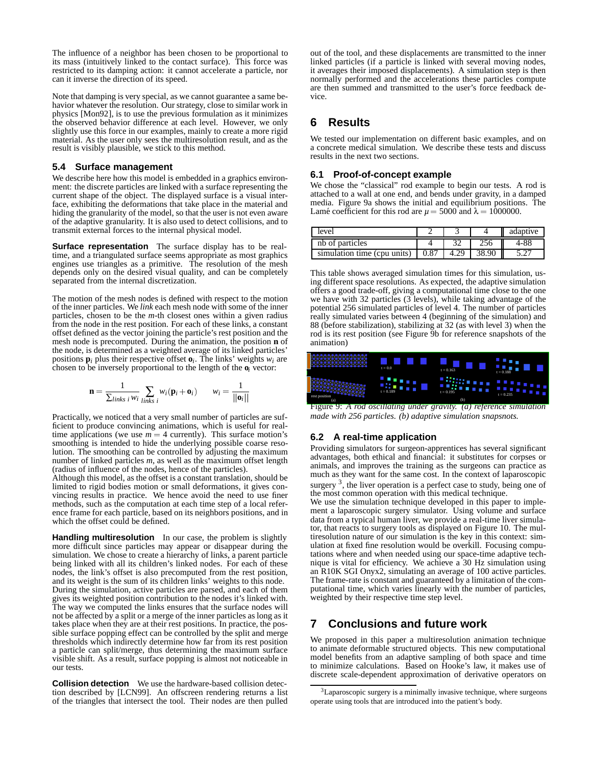The influence of a neighbor has been chosen to be proportional to its mass (intuitively linked to the contact surface). This force was restricted to its damping action: it cannot accelerate a particle, nor can it inverse the direction of its speed.

Note that damping is very special, as we cannot guarantee a same behavior whatever the resolution. Our strategy, close to similar work in physics [Mon92], is to use the previous formulation as it minimizes the observed behavior difference at each level. However, we only slightly use this force in our examples, mainly to create a more rigid material. As the user only sees the multiresolution result, and as the result is visibly plausible, we stick to this method.

### 5.4 Surface management

We describe here how this model is embedded in a graphics environment: the discrete particles are linked with a surface representing the current shape of the object. The displayed surface is a visual interface, exhibiting the deformations that take place in the material and hiding the granularity of the model, so that the user is not even aware of the adaptive granularity. It is also used to detect collisions, and to transmit external forces to the internal physical model.

**Surface representation** The surface display has to be real-time, and a triangulated surface seems appropriate as most graphics engines use triangles as a primitive. The resolution of the mesh depends only on the desired visual quality, and can be completely separated from the internal discretization.

The motion of the mesh nodes is defined with respect to the motion of the inner particles. We *link* each mesh node with some of the inner particles, chosen to be the $m$-th closest ones within a given radius from the node in the rest position. For each of these links, a constant offset defined as the vector joining the particle's rest position and the mesh node is precomputed. During the animation, the position $\mathbf{n}$ of the node, is determined as a weighted average of its linked particles' positions $\mathbf{p}_i$ plus their respective offset $\mathbf{o}_i$. The links' weights $w_i$ are chosen to be inversely proportional to the length of the $\mathbf{o}_i$ vector:

$$\mathbf{n} = \frac{1}{\sum_{links\ i} w_i} \sum_{links\ i} w_i(\mathbf{p}_i + \mathbf{o}_i) \qquad w_i = \frac{1}{||\mathbf{o}_i||}$$

Practically, we noticed that a very small number of particles are sufficient to produce convincing animations, which is useful for real-time applications (we use $m = 4$ currently). This surface motion's smoothing is intended to hide the underlying possible coarse resolution. The smoothing can be controlled by adjusting the maximum number of linked particles $m$, as well as the maximum offset length (radius of influence of the nodes, hence of the particles).
Although this model, as the offset is a constant translation, should be limited to rigid bodies motion or small deformations, it gives convincing results in practice. We hence avoid the need to use finer methods, such as the computation at each time step of a local reference frame for each particle, based on its neighbors positions, and in which the offset could be defined.

**Handling multiresolution** In our case, the problem is slightly more difficult since particles may appear or disappear during the simulation. We chose to create a hierarchy of links, a parent particle being linked with all its children's linked nodes. For each of these nodes, the link's offset is also precomputed from the rest position, and its weight is the sum of its children links' weights to this node.
During the simulation, active particles are parsed, and each of them gives its weighted position contribution to the nodes it's linked with. The way we computed the links ensures that the surface nodes will not be affected by a split or a merge of the inner particles as long as it takes place when they are at their rest positions. In practice, the possible surface popping effect can be controlled by the split and merge thresholds which indirectly determine how far from its rest position a particle can split/merge, thus determining the maximum surface visible shift. As a result, surface popping is almost not noticeable in our tests.

**Collision detection** We use the hardware-based collision detection described by [LCN99]. An offscreen rendering returns a list of the triangles that intersect the tool. Their nodes are then pulled out of the tool, and these displacements are transmitted to the inner linked particles (if a particle is linked with several moving nodes, it averages their imposed displacements). A simulation step is then normally performed and the accelerations these particles compute are then summed and transmitted to the user's force feedback device.

## 6 Results

We tested our implementation on different basic examples, and on a concrete medical simulation. We describe these tests and discuss results in the next two sections.

### 6.1 Proof-of-concept example

We chose the "classical" rod example to begin our tests. A rod is attached to a wall at one end, and bends under gravity, in a damped media. Figure 9a shows the initial and equilibrium positions. The Lamé coefficient for this rod are $\mu = 5000$ and $\lambda = 1000000$.

| level | 2 | 3 | 4 | adaptive |
|---|---|---|---|---|
| nb of particles | 4 | 32 | 256 | 4-88 |
| simulation time (cpu units) | 0.87 | 4.29 | 38.90 | 5.27 |

This table shows averaged simulation times for this simulation, using different space resolutions. As expected, the adaptive simulation offers a good trade-off, giving a computational time close to the one we have with 32 particles (3 levels), while taking advantage of the potential 256 simulated particles of level 4. The number of particles really simulated varies between 4 (beginning of the simulation) and 88 (before stabilization), stabilizing at 32 (as with level 3) when the rod is its rest position (see Figure 9b for reference snapshots of the animation)

Figure 9: *A rod oscillating under gravity. (a) reference simulation made with 256 particles. (b) adaptive simulation snapsnots.*

### 6.2 A real-time application

Providing simulators for surgeon-apprentices has several significant advantages, both ethical and financial: it substitutes for corpses or animals, and improves the training as the surgeons can practice as much as they want for the same cost. In the context of laparoscopic surgery [3], the liver operation is a perfect case to study, being one of the most common operation with this medical technique.
We use the simulation technique developed in this paper to implement a laparoscopic surgery simulator. Using volume and surface data from a typical human liver, we provide a real-time liver simulator, that reacts to surgery tools as displayed on Figure 10. The multiresolution nature of our simulation is the key in this context: simulation at fixed fine resolution would be overkill. Focusing computations where and when needed using our space-time adaptive technique is vital for efficiency. We achieve a 30 Hz simulation using an R10K SGI Onyx2, simulating an average of 100 active particles. The frame-rate is constant and guaranteed by a limitation of the computational time, which varies linearly with the number of particles, weighted by their respective time step level.

## 7 Conclusions and future work

We proposed in this paper a multiresolution animation technique to animate deformable structured objects. This new computational model benefits from an adaptive sampling of both space and time to minimize calculations. Based on Hooke's law, it makes use of discrete scale-dependent approximation of derivative operators on

[3] Laparoscopic surgery is a minimally invasive technique, where surgeons operate using tools that are introduced into the patient's body.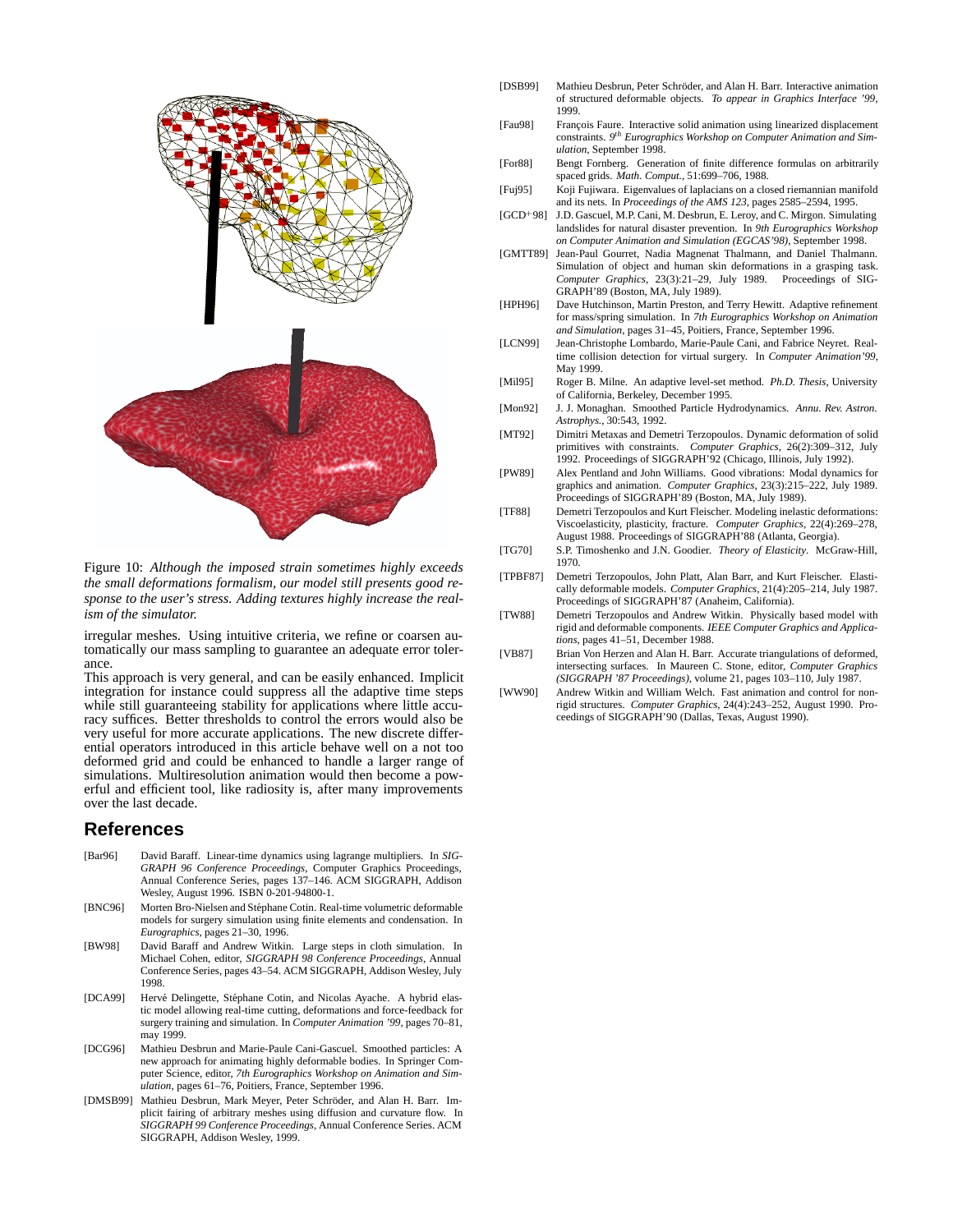Figure 10: *Although the imposed strain sometimes highly exceeds the small deformations formalism, our model still presents good response to the user's stress. Adding textures highly increase the realism of the simulator.*

irregular meshes. Using intuitive criteria, we refine or coarsen automatically our mass sampling to guarantee an adequate error tolerance.

This approach is very general, and can be easily enhanced. Implicit integration for instance could suppress all the adaptive time steps while still guaranteeing stability for applications where little accuracy suffices. Better thresholds to control the errors would also be very useful for more accurate applications. The new discrete differential operators introduced in this article behave well on a not too deformed grid and could be enhanced to handle a larger range of simulations. Multiresolution animation would then become a powerful and efficient tool, like radiosity is, after many improvements over the last decade.

## References

[Bar96] David Baraff. Linear-time dynamics using lagrange multipliers. In *SIGGRAPH 96 Conference Proceedings*, Computer Graphics Proceedings, Annual Conference Series, pages 137–146. ACM SIGGRAPH, Addison Wesley, August 1996. ISBN 0-201-94800-1.

[BNC96] Morten Bro-Nielsen and Stéphane Cotin. Real-time volumetric deformable models for surgery simulation using finite elements and condensation. In *Eurographics*, pages 21–30, 1996.

[BW98] David Baraff and Andrew Witkin. Large steps in cloth simulation. In Michael Cohen, editor, *SIGGRAPH 98 Conference Proceedings*, Annual Conference Series, pages 43–54. ACM SIGGRAPH, Addison Wesley, July 1998.

[DCA99] Hervé Delingette, Stéphane Cotin, and Nicolas Ayache. A hybrid elastic model allowing real-time cutting, deformations and force-feedback for surgery training and simulation. In *Computer Animation '99*, pages 70–81, may 1999.

[DCG96] Mathieu Desbrun and Marie-Paule Cani-Gascuel. Smoothed particles: A new approach for animating highly deformable bodies. In Springer Computer Science, editor, *7th Eurographics Workshop on Animation and Simulation*, pages 61–76, Poitiers, France, September 1996.

[DMSB99] Mathieu Desbrun, Mark Meyer, Peter Schröder, and Alan H. Barr. Implicit fairing of arbitrary meshes using diffusion and curvature flow. In *SIGGRAPH 99 Conference Proceedings*, Annual Conference Series. ACM SIGGRAPH, Addison Wesley, 1999.

[DSB99] Mathieu Desbrun, Peter Schröder, and Alan H. Barr. Interactive animation of structured deformable objects. *To appear in Graphics Interface '99*, 1999.

[Fau98] François Faure. Interactive solid animation using linearized displacement constraints. *9th Eurographics Workshop on Computer Animation and Simulation*, September 1998.

[For88] Bengt Fornberg. Generation of finite difference formulas on arbitrarily spaced grids. *Math. Comput.*, 51:699–706, 1988.

[Fuj95] Koji Fujiwara. Eigenvalues of laplacians on a closed riemannian manifold and its nets. In *Proceedings of the AMS 123*, pages 2585–2594, 1995.

[GCD+98] J.D. Gascuel, M.P. Cani, M. Desbrun, E. Leroy, and C. Mirgon. Simulating landslides for natural disaster prevention. In *9th Eurographics Workshop on Computer Animation and Simulation (EGCAS'98)*, September 1998.

[GMTT89] Jean-Paul Gourret, Nadia Magnenat Thalmann, and Daniel Thalmann. Simulation of object and human skin deformations in a grasping task. *Computer Graphics*, 23(3):21–29, July 1989. Proceedings of SIGGRAPH'89 (Boston, MA, July 1989).

[HPH96] Dave Hutchinson, Martin Preston, and Terry Hewitt. Adaptive refinement for mass/spring simulation. In *7th Eurographics Workshop on Animation and Simulation*, pages 31–45, Poitiers, France, September 1996.

[LCN99] Jean-Christophe Lombardo, Marie-Paule Cani, and Fabrice Neyret. Real-time collision detection for virtual surgery. In *Computer Animation'99*, May 1999.

[Mil95] Roger B. Milne. An adaptive level-set method. *Ph.D. Thesis*, University of California, Berkeley, December 1995.

[Mon92] J. J. Monaghan. Smoothed Particle Hydrodynamics. *Annu. Rev. Astron. Astrophys.*, 30:543, 1992.

[MT92] Dimitri Metaxas and Demetri Terzopoulos. Dynamic deformation of solid primitives with constraints. *Computer Graphics*, 26(2):309–312, July 1992. Proceedings of SIGGRAPH'92 (Chicago, Illinois, July 1992).

[PW89] Alex Pentland and John Williams. Good vibrations: Modal dynamics for graphics and animation. *Computer Graphics*, 23(3):215–222, July 1989. Proceedings of SIGGRAPH'89 (Boston, MA, July 1989).

[TF88] Demetri Terzopoulos and Kurt Fleischer. Modeling inelastic deformations: Viscoelasticity, plasticity, fracture. *Computer Graphics*, 22(4):269–278, August 1988. Proceedings of SIGGRAPH'88 (Atlanta, Georgia).

[TG70] S.P. Timoshenko and J.N. Goodier. *Theory of Elasticity*. McGraw-Hill, 1970.

[TPBF87] Demetri Terzopoulos, John Platt, Alan Barr, and Kurt Fleischer. Elastically deformable models. *Computer Graphics*, 21(4):205–214, July 1987. Proceedings of SIGGRAPH'87 (Anaheim, California).

[TW88] Demetri Terzopoulos and Andrew Witkin. Physically based model with rigid and deformable components. *IEEE Computer Graphics and Applications*, pages 41–51, December 1988.

[VB87] Brian Von Herzen and Alan H. Barr. Accurate triangulations of deformed, intersecting surfaces. In Maureen C. Stone, editor, *Computer Graphics (SIGGRAPH '87 Proceedings)*, volume 21, pages 103–110, July 1987.

[WW90] Andrew Witkin and William Welch. Fast animation and control for nonrigid structures. *Computer Graphics*, 24(4):243–252, August 1990. Proceedings of SIGGRAPH'90 (Dallas, Texas, August 1990).